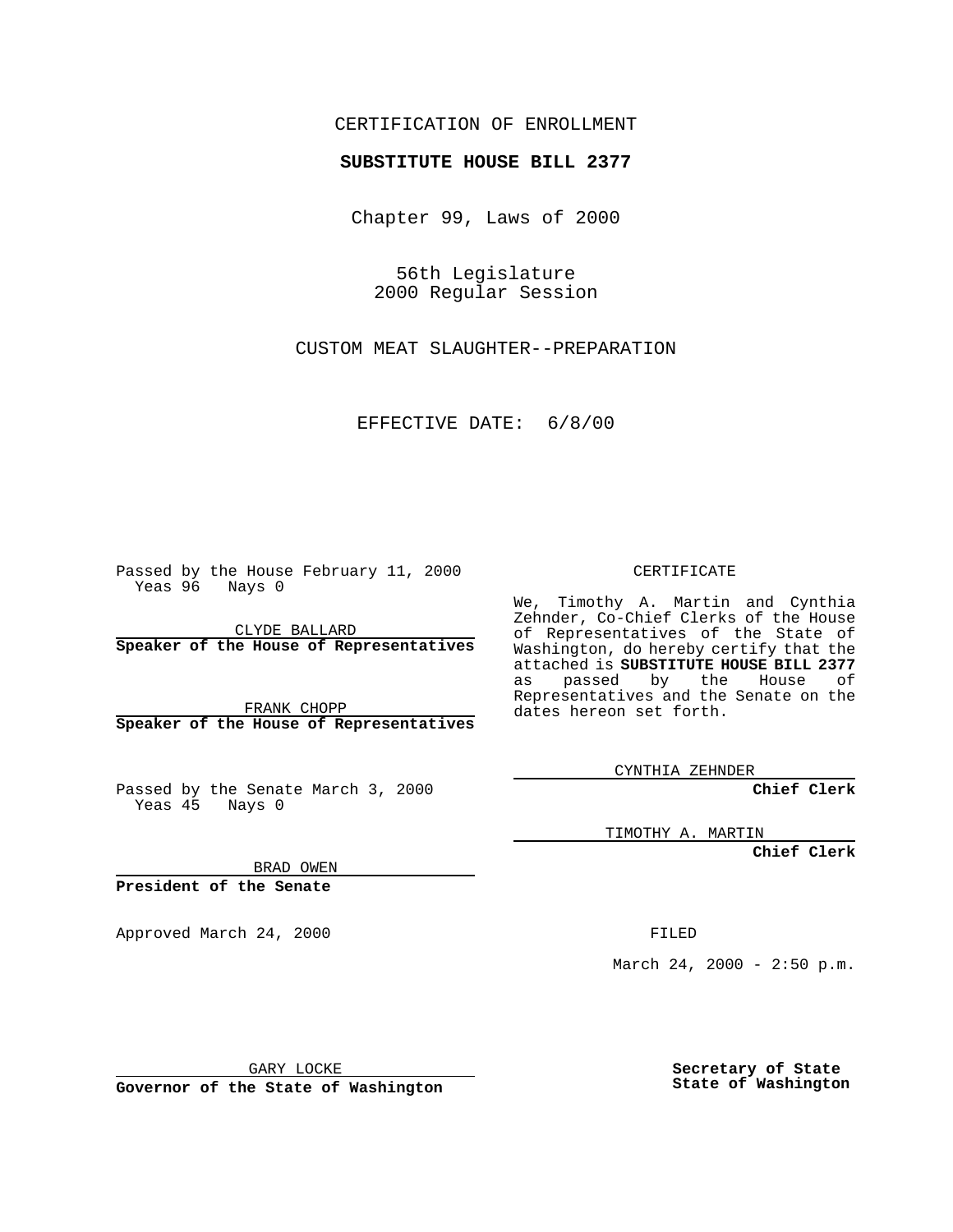CERTIFICATION OF ENROLLMENT

**SUBSTITUTE HOUSE BILL 2377**

Chapter 99, Laws of 2000

56th Legislature
2000 Regular Session

CUSTOM MEAT SLAUGHTER--PREPARATION

EFFECTIVE DATE: 6/8/00

Passed by the House February 11, 2000
Yeas 96 Nays 0

CLYDE BALLARD
**Speaker of the House of Representatives**

FRANK CHOPP
**Speaker of the House of Representatives**

Passed by the Senate March 3, 2000
Yeas 45 Nays 0

BRAD OWEN
**President of the Senate**

Approved March 24, 2000

GARY LOCKE
**Governor of the State of Washington**

CERTIFICATE

We, Timothy A. Martin and Cynthia Zehnder, Co-Chief Clerks of the House of Representatives of the State of Washington, do hereby certify that the attached is **SUBSTITUTE HOUSE BILL 2377** as passed by the House of Representatives and the Senate on the dates hereon set forth.

CYNTHIA ZEHNDER
**Chief Clerk**

TIMOTHY A. MARTIN
**Chief Clerk**

FILED

March 24, 2000 - 2:50 p.m.

**Secretary of State**
**State of Washington**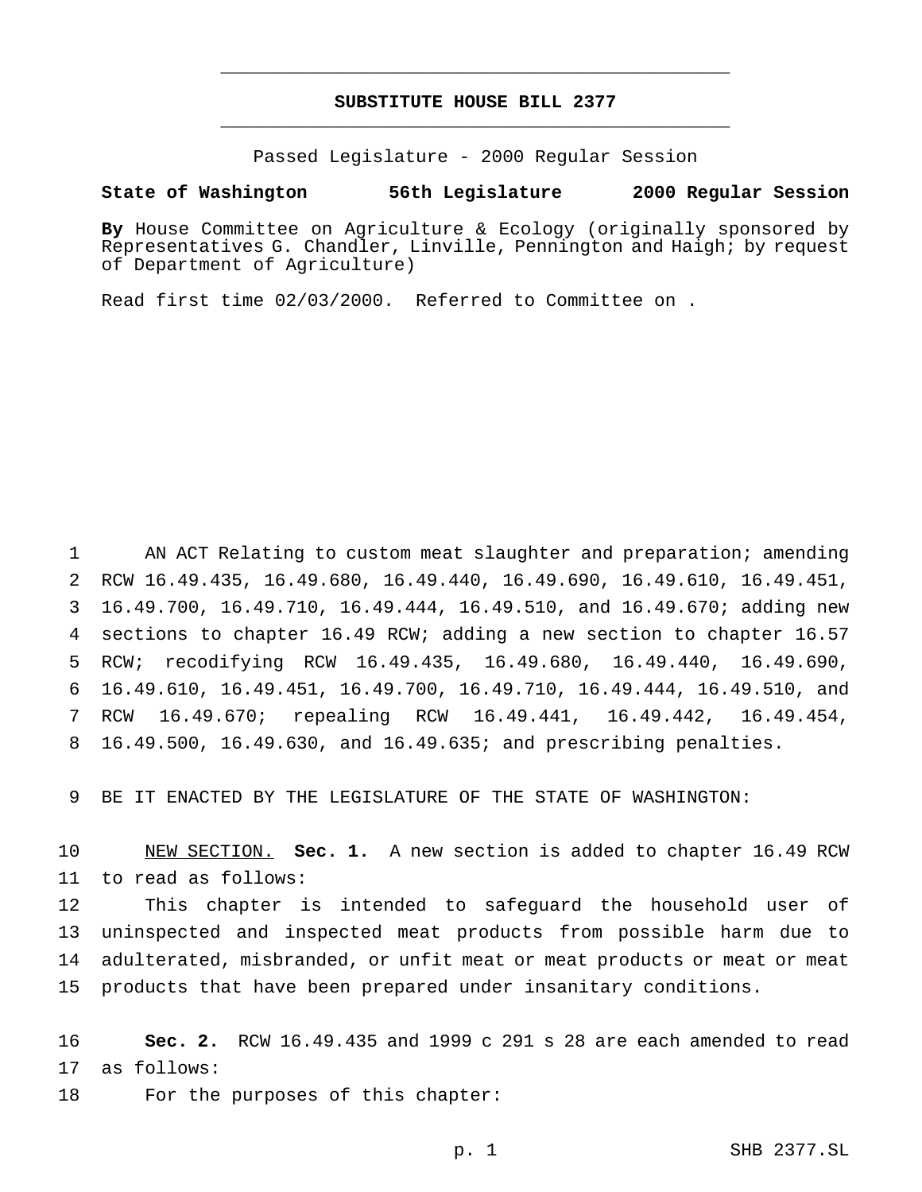# SUBSTITUTE HOUSE BILL 2377

Passed Legislature - 2000 Regular Session

**State of Washington 56th Legislature 2000 Regular Session**

**By** House Committee on Agriculture & Ecology (originally sponsored by Representatives G. Chandler, Linville, Pennington and Haigh; by request of Department of Agriculture)

Read first time 02/03/2000. Referred to Committee on .

1 AN ACT Relating to custom meat slaughter and preparation; amending
2 RCW 16.49.435, 16.49.680, 16.49.440, 16.49.690, 16.49.610, 16.49.451,
3 16.49.700, 16.49.710, 16.49.444, 16.49.510, and 16.49.670; adding new
4 sections to chapter 16.49 RCW; adding a new section to chapter 16.57
5 RCW; recodifying RCW 16.49.435, 16.49.680, 16.49.440, 16.49.690,
6 16.49.610, 16.49.451, 16.49.700, 16.49.710, 16.49.444, 16.49.510, and
7 RCW 16.49.670; repealing RCW 16.49.441, 16.49.442, 16.49.454,
8 16.49.500, 16.49.630, and 16.49.635; and prescribing penalties.

9 BE IT ENACTED BY THE LEGISLATURE OF THE STATE OF WASHINGTON:

10 NEW SECTION. **Sec. 1.** A new section is added to chapter 16.49 RCW
11 to read as follows:

12 This chapter is intended to safeguard the household user of
13 uninspected and inspected meat products from possible harm due to
14 adulterated, misbranded, or unfit meat or meat products or meat or meat
15 products that have been prepared under insanitary conditions.

16 **Sec. 2.** RCW 16.49.435 and 1999 c 291 s 28 are each amended to read
17 as follows:

18 For the purposes of this chapter: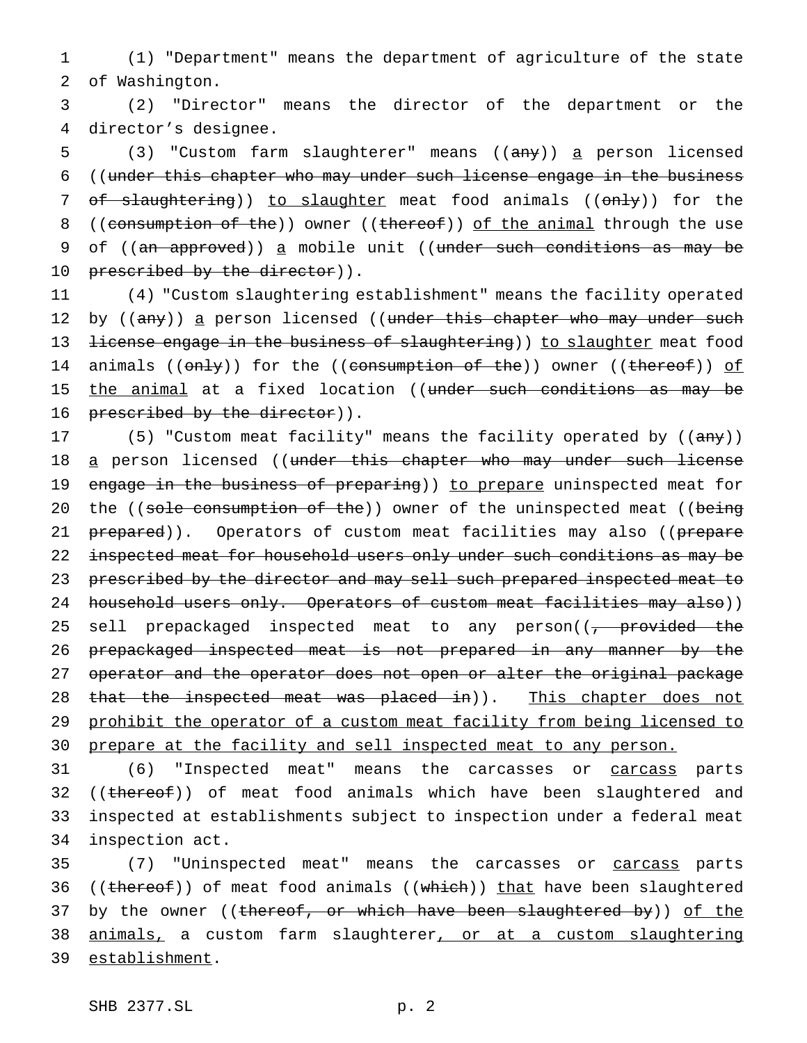(1) "Department" means the department of agriculture of the state of Washington.

(2) "Director" means the director of the department or the director's designee.

(3) "Custom farm slaughterer" means ((~~any~~)) <u>a</u> person licensed ((~~under this chapter who may under such license engage in the business of slaughtering~~)) <u>to slaughter</u> meat food animals ((~~only~~)) for the ((~~consumption of the~~)) owner ((~~thereof~~)) <u>of the animal</u> through the use of ((~~an approved~~)) <u>a</u> mobile unit ((~~under such conditions as may be prescribed by the director~~)).

(4) "Custom slaughtering establishment" means the facility operated by ((~~any~~)) <u>a</u> person licensed ((~~under this chapter who may under such license engage in the business of slaughtering~~)) <u>to slaughter</u> meat food animals ((~~only~~)) for the ((~~consumption of the~~)) owner ((~~thereof~~)) <u>of the animal</u> at a fixed location ((~~under such conditions as may be prescribed by the director~~)).

(5) "Custom meat facility" means the facility operated by ((~~any~~)) <u>a</u> person licensed ((~~under this chapter who may under such license engage in the business of preparing~~)) <u>to prepare</u> uninspected meat for the ((~~sole consumption of the~~)) owner of the uninspected meat ((~~being prepared~~)). Operators of custom meat facilities may also ((~~prepare inspected meat for household users only under such conditions as may be prescribed by the director and may sell such prepared inspected meat to household users only. Operators of custom meat facilities may also~~)) sell prepackaged inspected meat to any person((~~, provided the prepackaged inspected meat is not prepared in any manner by the operator and the operator does not open or alter the original package that the inspected meat was placed in~~)). <u>This chapter does not prohibit the operator of a custom meat facility from being licensed to prepare at the facility and sell inspected meat to any person.</u>

(6) "Inspected meat" means the carcasses or <u>carcass</u> parts ((~~thereof~~)) of meat food animals which have been slaughtered and inspected at establishments subject to inspection under a federal meat inspection act.

(7) "Uninspected meat" means the carcasses or <u>carcass</u> parts ((~~thereof~~)) of meat food animals ((~~which~~)) <u>that</u> have been slaughtered by the owner ((~~thereof, or which have been slaughtered by~~)) <u>of the animals,</u> a custom farm slaughterer<u>, or at a custom slaughtering establishment</u>.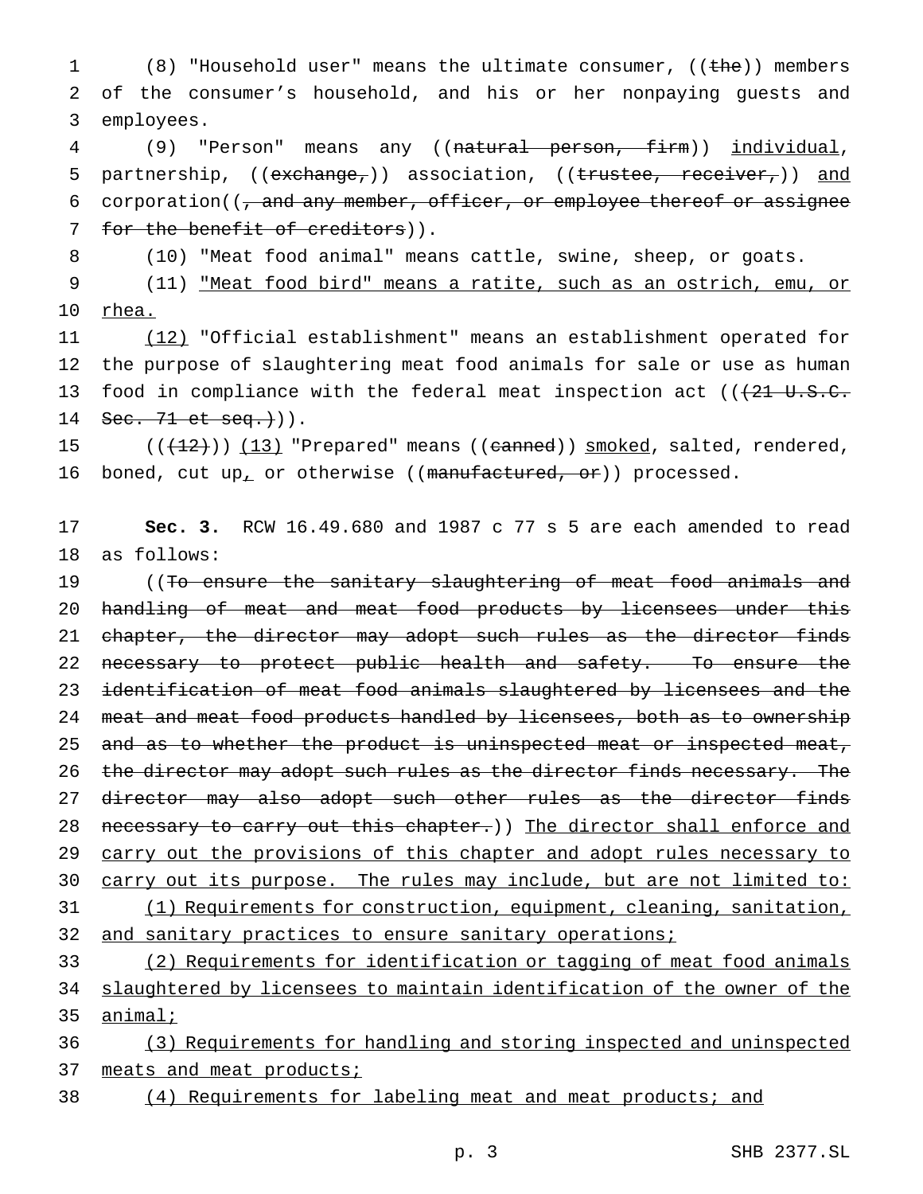(8) "Household user" means the ultimate consumer, ((~~the~~)) members of the consumer's household, and his or her nonpaying guests and employees.

(9) "Person" means any ((~~natural person, firm~~)) <u>individual</u>, partnership, ((~~exchange,~~)) association, ((~~trustee, receiver,~~)) <u>and</u> corporation((~~, and any member, officer, or employee thereof or assignee for the benefit of creditors~~)).

(10) "Meat food animal" means cattle, swine, sheep, or goats.

(11) <u>"Meat food bird" means a ratite, such as an ostrich, emu, or rhea.</u>

<u>(12)</u> "Official establishment" means an establishment operated for the purpose of slaughtering meat food animals for sale or use as human food in compliance with the federal meat inspection act ((~~(21 U.S.C. Sec. 71 et seq.)~~)).

((~~(12)~~)) <u>(13)</u> "Prepared" means ((~~canned~~)) <u>smoked</u>, salted, rendered, boned, cut up~~,~~ or otherwise ((~~manufactured, or~~)) processed.

**Sec. 3.** RCW 16.49.680 and 1987 c 77 s 5 are each amended to read as follows:

((~~To ensure the sanitary slaughtering of meat food animals and handling of meat and meat food products by licensees under this chapter, the director may adopt such rules as the director finds necessary to protect public health and safety. To ensure the identification of meat food animals slaughtered by licensees and the meat and meat food products handled by licensees, both as to ownership and as to whether the product is uninspected meat or inspected meat, the director may adopt such rules as the director finds necessary. The director may also adopt such other rules as the director finds necessary to carry out this chapter.~~)) <u>The director shall enforce and carry out the provisions of this chapter and adopt rules necessary to carry out its purpose. The rules may include, but are not limited to:</u>

<u>(1) Requirements for construction, equipment, cleaning, sanitation, and sanitary practices to ensure sanitary operations;</u>

<u>(2) Requirements for identification or tagging of meat food animals slaughtered by licensees to maintain identification of the owner of the animal;</u>

<u>(3) Requirements for handling and storing inspected and uninspected meats and meat products;</u>

<u>(4) Requirements for labeling meat and meat products; and</u>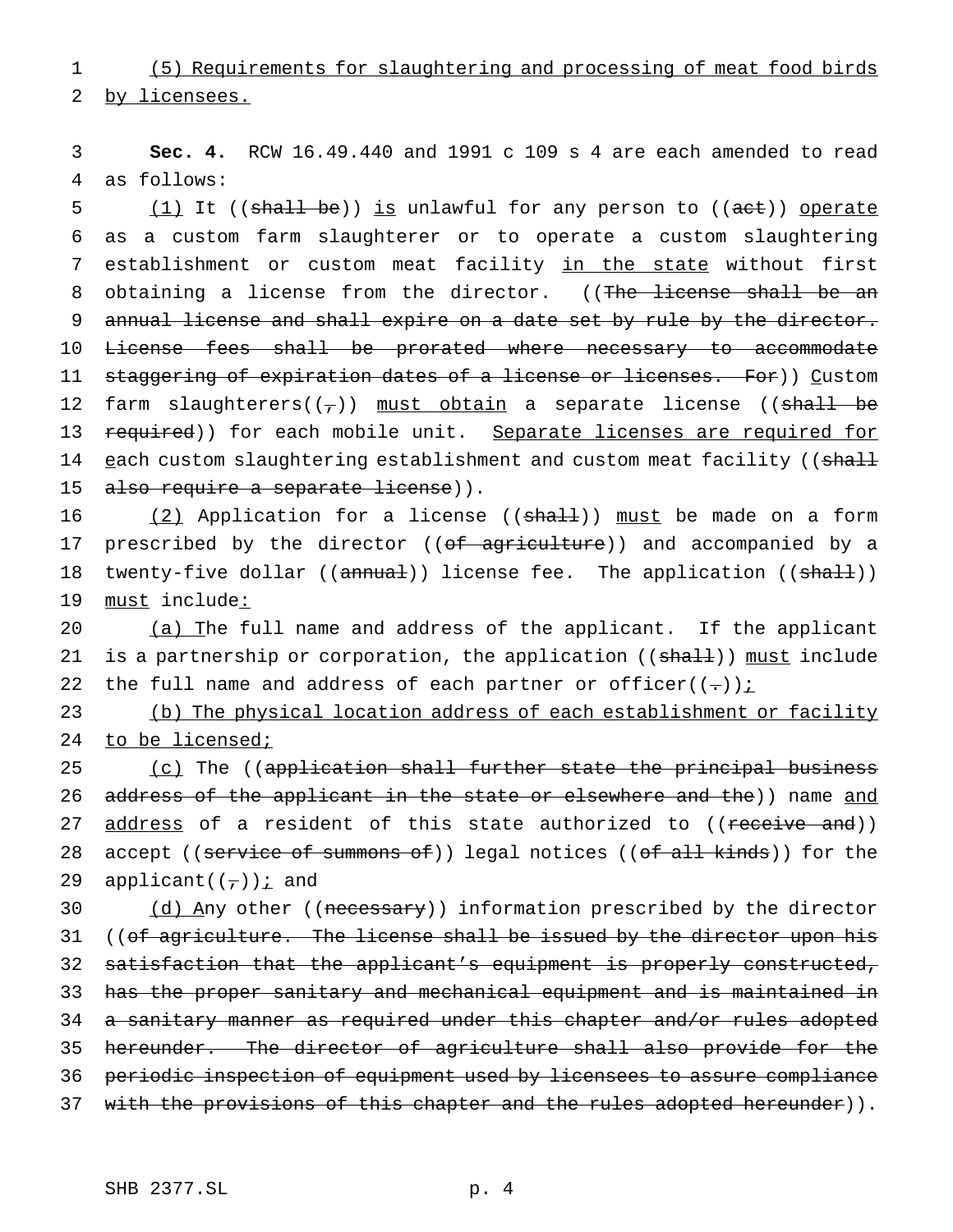(5) Requirements for slaughtering and processing of meat food birds by licensees.

**Sec. 4.** RCW 16.49.440 and 1991 c 109 s 4 are each amended to read as follows:

(1) It ((shall be)) is unlawful for any person to ((act)) operate as a custom farm slaughterer or to operate a custom slaughtering establishment or custom meat facility in the state without first obtaining a license from the director. ((The license shall be an annual license and shall expire on a date set by rule by the director. License fees shall be prorated where necessary to accommodate staggering of expiration dates of a license or licenses. For)) Custom farm slaughterers((,)) must obtain a separate license ((shall be required)) for each mobile unit. Separate licenses are required for each custom slaughtering establishment and custom meat facility ((shall also require a separate license)).

(2) Application for a license ((shall)) must be made on a form prescribed by the director ((of agriculture)) and accompanied by a twenty-five dollar ((annual)) license fee. The application ((shall)) must include:

(a) The full name and address of the applicant. If the applicant is a partnership or corporation, the application ((shall)) must include the full name and address of each partner or officer((.));

(b) The physical location address of each establishment or facility to be licensed;

(c) The ((application shall further state the principal business address of the applicant in the state or elsewhere and the)) name and address of a resident of this state authorized to ((receive and)) accept ((service of summons of)) legal notices ((of all kinds)) for the applicant((,)); and

(d) Any other ((necessary)) information prescribed by the director ((of agriculture. The license shall be issued by the director upon his satisfaction that the applicant's equipment is properly constructed, has the proper sanitary and mechanical equipment and is maintained in a sanitary manner as required under this chapter and/or rules adopted hereunder. The director of agriculture shall also provide for the periodic inspection of equipment used by licensees to assure compliance with the provisions of this chapter and the rules adopted hereunder)).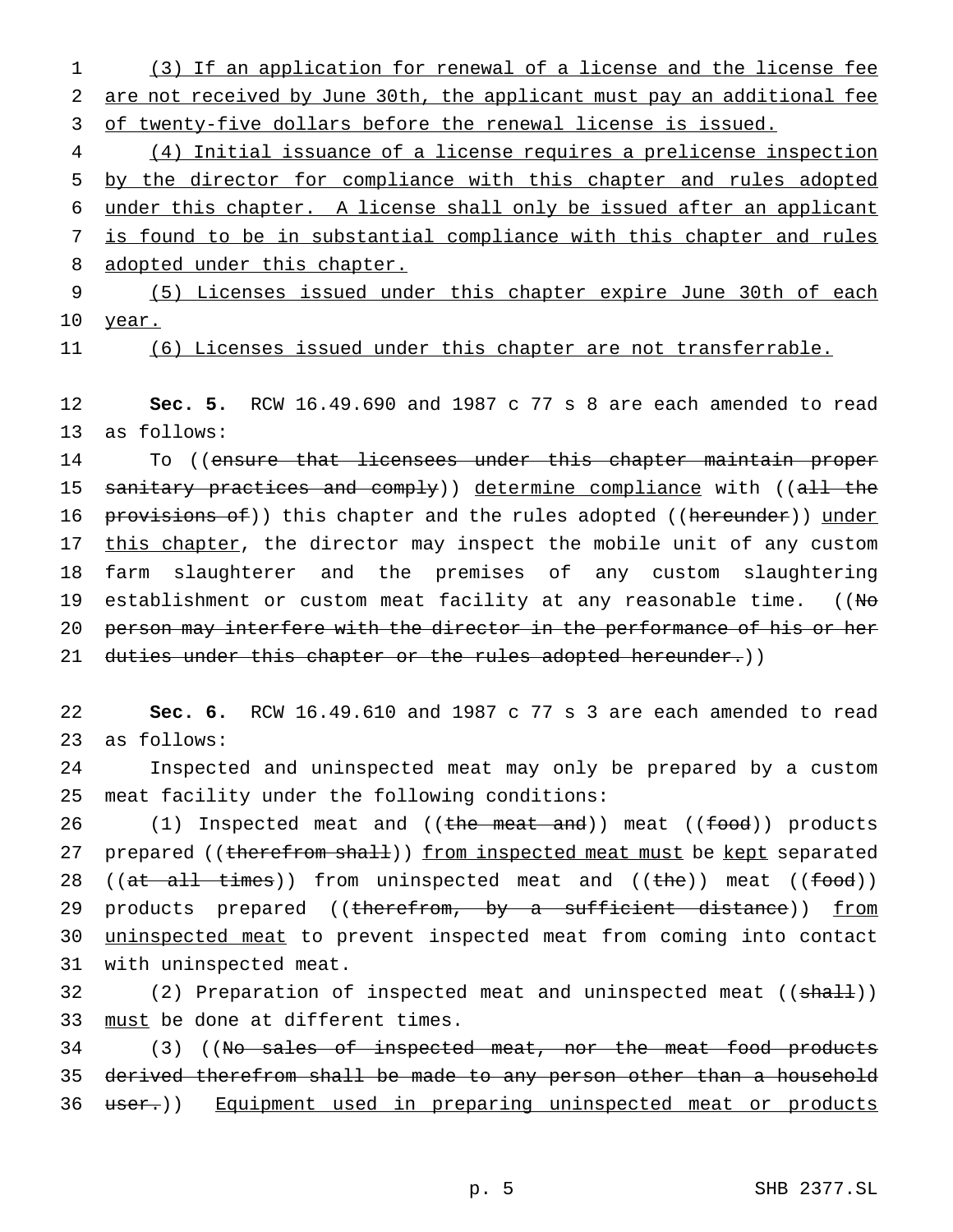(3) If an application for renewal of a license and the license fee are not received by June 30th, the applicant must pay an additional fee of twenty-five dollars before the renewal license is issued.

(4) Initial issuance of a license requires a prelicense inspection by the director for compliance with this chapter and rules adopted under this chapter. A license shall only be issued after an applicant is found to be in substantial compliance with this chapter and rules adopted under this chapter.

(5) Licenses issued under this chapter expire June 30th of each year.

(6) Licenses issued under this chapter are not transferrable.

**Sec. 5.** RCW 16.49.690 and 1987 c 77 s 8 are each amended to read as follows:

To ((ensure that licensees under this chapter maintain proper sanitary practices and comply)) determine compliance with ((all the provisions of)) this chapter and the rules adopted ((hereunder)) under this chapter, the director may inspect the mobile unit of any custom farm slaughterer and the premises of any custom slaughtering establishment or custom meat facility at any reasonable time. ((No person may interfere with the director in the performance of his or her duties under this chapter or the rules adopted hereunder.))

**Sec. 6.** RCW 16.49.610 and 1987 c 77 s 3 are each amended to read as follows:

Inspected and uninspected meat may only be prepared by a custom meat facility under the following conditions:

(1) Inspected meat and ((the meat and)) meat ((food)) products prepared ((therefrom shall)) from inspected meat must be kept separated ((at all times)) from uninspected meat and ((the)) meat ((food)) products prepared ((therefrom, by a sufficient distance)) from uninspected meat to prevent inspected meat from coming into contact with uninspected meat.

(2) Preparation of inspected meat and uninspected meat ((shall)) must be done at different times.

(3) ((No sales of inspected meat, nor the meat food products derived therefrom shall be made to any person other than a household user.)) Equipment used in preparing uninspected meat or products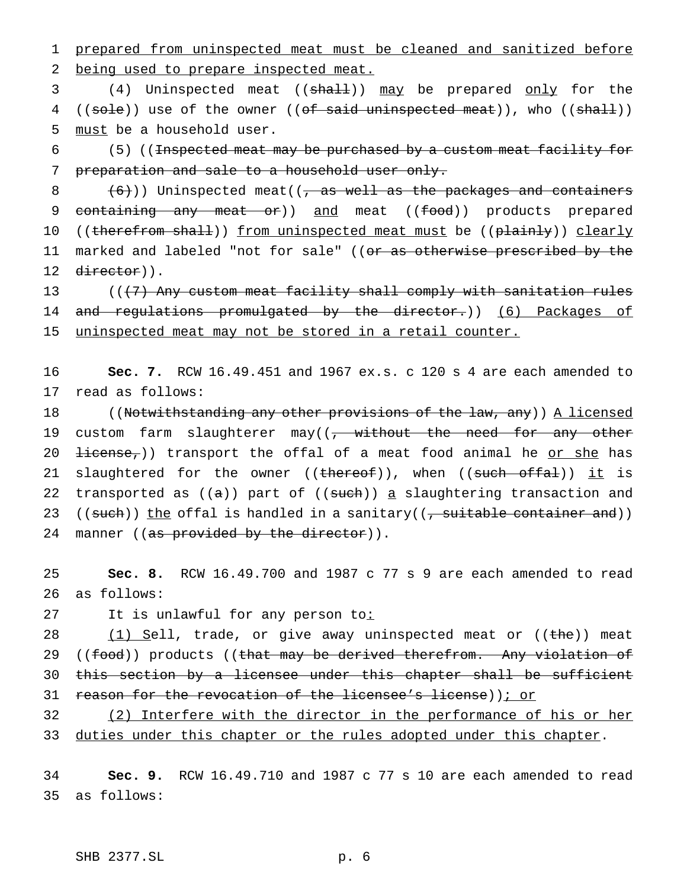prepared from uninspected meat must be cleaned and sanitized before being used to prepare inspected meat.

(4) Uninspected meat ((shall)) may be prepared only for the ((sole)) use of the owner ((of said uninspected meat)), who ((shall)) must be a household user.

(5) ((Inspected meat may be purchased by a custom meat facility for preparation and sale to a household user only.

(6))) Uninspected meat((, as well as the packages and containers containing any meat or)) and meat ((food)) products prepared ((therefrom shall)) from uninspected meat must be ((plainly)) clearly marked and labeled "not for sale" ((or as otherwise prescribed by the director)).

(((7) Any custom meat facility shall comply with sanitation rules and regulations promulgated by the director.)) (6) Packages of uninspected meat may not be stored in a retail counter.

**Sec. 7.** RCW 16.49.451 and 1967 ex.s. c 120 s 4 are each amended to read as follows:

((Notwithstanding any other provisions of the law, any)) A licensed custom farm slaughterer may((, without the need for any other license,)) transport the offal of a meat food animal he or she has slaughtered for the owner ((thereof)), when ((such offal)) it is transported as ((a)) part of ((such)) a slaughtering transaction and ((such)) the offal is handled in a sanitary((, suitable container and)) manner ((as provided by the director)).

**Sec. 8.** RCW 16.49.700 and 1987 c 77 s 9 are each amended to read as follows:

It is unlawful for any person to:

(1) Sell, trade, or give away uninspected meat or ((the)) meat ((food)) products ((that may be derived therefrom. Any violation of this section by a licensee under this chapter shall be sufficient reason for the revocation of the licensee's license)); or

(2) Interfere with the director in the performance of his or her duties under this chapter or the rules adopted under this chapter.

**Sec. 9.** RCW 16.49.710 and 1987 c 77 s 10 are each amended to read as follows: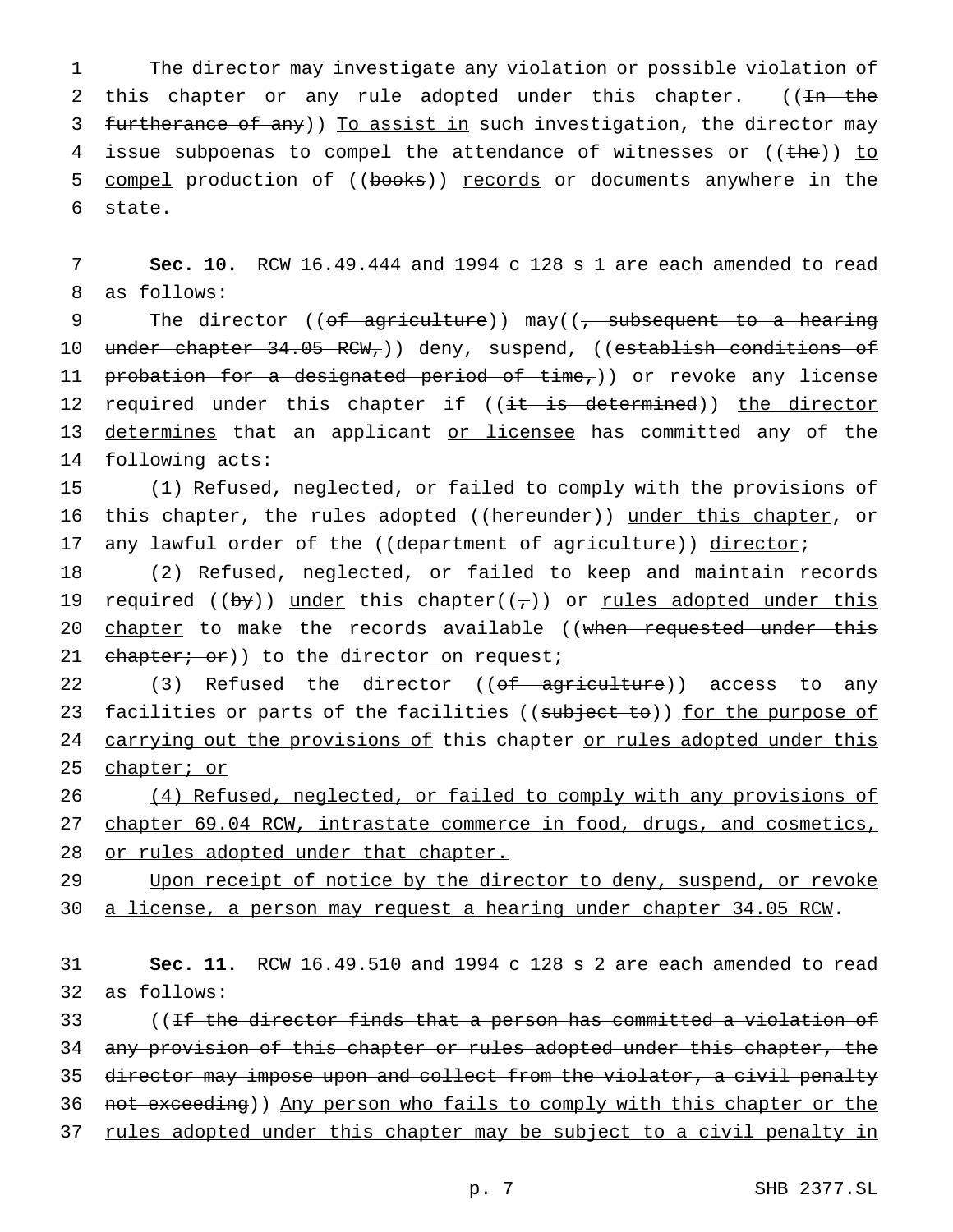The director may investigate any violation or possible violation of this chapter or any rule adopted under this chapter. ((~~In the furtherance of any~~)) <u>To assist in</u> such investigation, the director may issue subpoenas to compel the attendance of witnesses or ((~~the~~)) <u>to compel</u> production of ((~~books~~)) <u>records</u> or documents anywhere in the state.

**Sec. 10.** RCW 16.49.444 and 1994 c 128 s 1 are each amended to read as follows:

The director ((~~of agriculture~~)) may((~~, subsequent to a hearing under chapter 34.05 RCW,~~)) deny, suspend, ((~~establish conditions of probation for a designated period of time,~~)) or revoke any license required under this chapter if ((~~it is determined~~)) <u>the director determines</u> that an applicant <u>or licensee</u> has committed any of the following acts:

(1) Refused, neglected, or failed to comply with the provisions of this chapter, the rules adopted ((~~hereunder~~)) <u>under this chapter</u>, or any lawful order of the ((~~department of agriculture~~)) <u>director</u>;

(2) Refused, neglected, or failed to keep and maintain records required ((~~by~~)) <u>under</u> this chapter((~~,~~)) or <u>rules adopted under this chapter</u> to make the records available ((~~when requested under this chapter; or~~)) <u>to the director on request;</u>

(3) Refused the director ((~~of agriculture~~)) access to any facilities or parts of the facilities ((~~subject to~~)) <u>for the purpose of carrying out the provisions of</u> this chapter <u>or rules adopted under this chapter; or</u>

<u>(4) Refused, neglected, or failed to comply with any provisions of chapter 69.04 RCW, intrastate commerce in food, drugs, and cosmetics, or rules adopted under that chapter.</u>

<u>Upon receipt of notice by the director to deny, suspend, or revoke a license, a person may request a hearing under chapter 34.05 RCW</u>.

**Sec. 11.** RCW 16.49.510 and 1994 c 128 s 2 are each amended to read as follows:

((~~If the director finds that a person has committed a violation of any provision of this chapter or rules adopted under this chapter, the director may impose upon and collect from the violator, a civil penalty not exceeding~~)) <u>Any person who fails to comply with this chapter or the rules adopted under this chapter may be subject to a civil penalty in</u>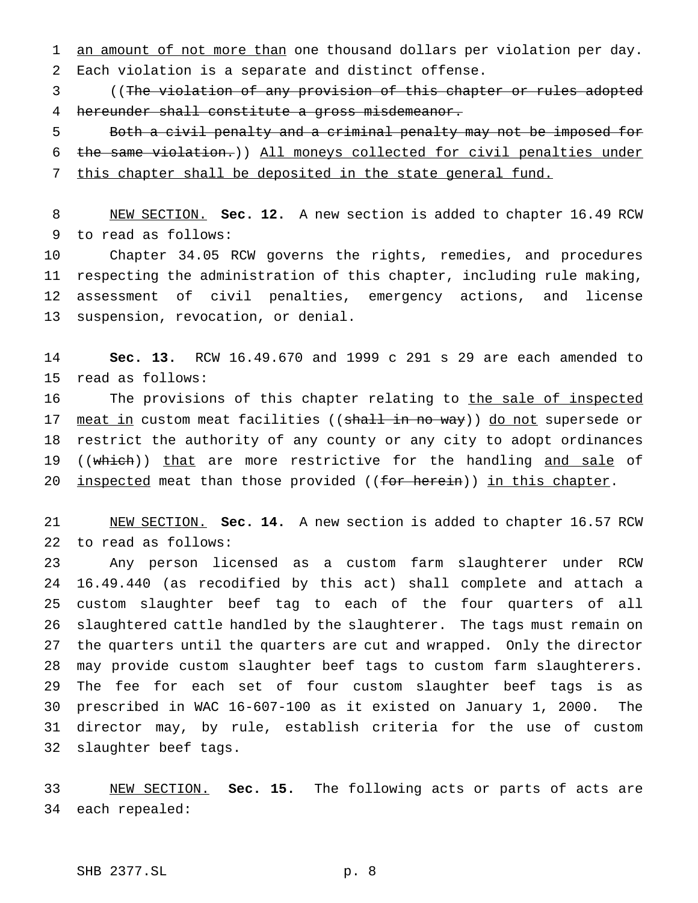an amount of not more than one thousand dollars per violation per day. Each violation is a separate and distinct offense.

((~~The violation of any provision of this chapter or rules adopted hereunder shall constitute a gross misdemeanor.~~

~~Both a civil penalty and a criminal penalty may not be imposed for the same violation.~~)) All moneys collected for civil penalties under this chapter shall be deposited in the state general fund.

NEW SECTION. **Sec. 12.** A new section is added to chapter 16.49 RCW to read as follows:

Chapter 34.05 RCW governs the rights, remedies, and procedures respecting the administration of this chapter, including rule making, assessment of civil penalties, emergency actions, and license suspension, revocation, or denial.

**Sec. 13.** RCW 16.49.670 and 1999 c 291 s 29 are each amended to read as follows:

The provisions of this chapter relating to the sale of inspected meat in custom meat facilities ((~~shall in no way~~)) do not supersede or restrict the authority of any county or any city to adopt ordinances ((~~which~~)) that are more restrictive for the handling and sale of inspected meat than those provided ((~~for herein~~)) in this chapter.

NEW SECTION. **Sec. 14.** A new section is added to chapter 16.57 RCW to read as follows:

Any person licensed as a custom farm slaughterer under RCW 16.49.440 (as recodified by this act) shall complete and attach a custom slaughter beef tag to each of the four quarters of all slaughtered cattle handled by the slaughterer. The tags must remain on the quarters until the quarters are cut and wrapped. Only the director may provide custom slaughter beef tags to custom farm slaughterers. The fee for each set of four custom slaughter beef tags is as prescribed in WAC 16-607-100 as it existed on January 1, 2000. The director may, by rule, establish criteria for the use of custom slaughter beef tags.

NEW SECTION. **Sec. 15.** The following acts or parts of acts are each repealed: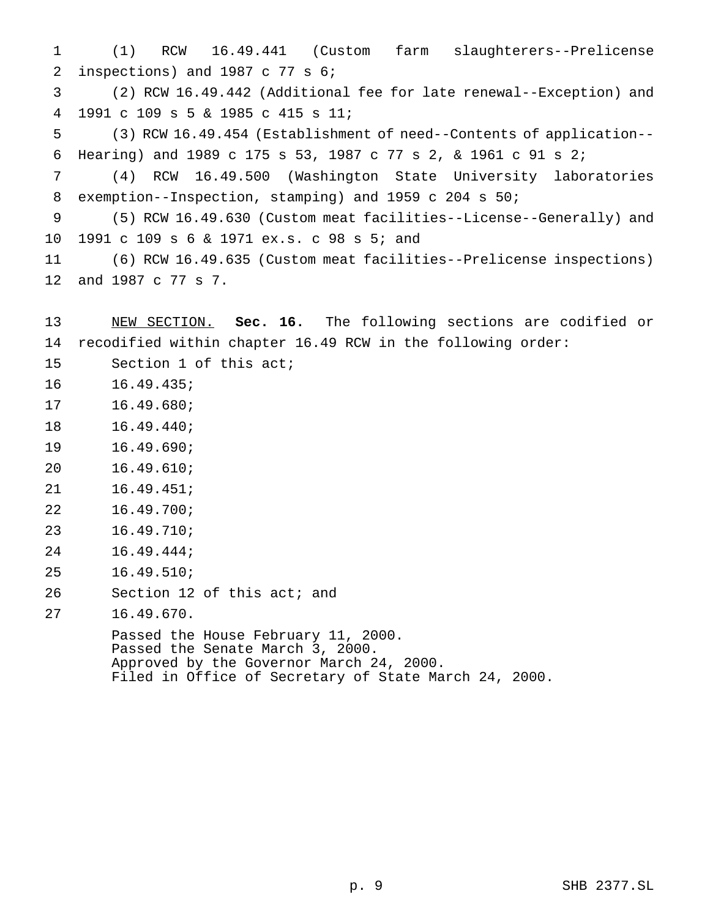(1) RCW 16.49.441 (Custom farm slaughterers--Prelicense inspections) and 1987 c 77 s 6;

(2) RCW 16.49.442 (Additional fee for late renewal--Exception) and 1991 c 109 s 5 & 1985 c 415 s 11;

(3) RCW 16.49.454 (Establishment of need--Contents of application--Hearing) and 1989 c 175 s 53, 1987 c 77 s 2, & 1961 c 91 s 2;

(4) RCW 16.49.500 (Washington State University laboratories exemption--Inspection, stamping) and 1959 c 204 s 50;

(5) RCW 16.49.630 (Custom meat facilities--License--Generally) and 1991 c 109 s 6 & 1971 ex.s. c 98 s 5; and

(6) RCW 16.49.635 (Custom meat facilities--Prelicense inspections) and 1987 c 77 s 7.

NEW SECTION. **Sec. 16.** The following sections are codified or recodified within chapter 16.49 RCW in the following order:

Section 1 of this act;
16.49.435;
16.49.680;
16.49.440;
16.49.690;
16.49.610;
16.49.451;
16.49.700;
16.49.710;
16.49.444;
16.49.510;
Section 12 of this act; and
16.49.670.

Passed the House February 11, 2000.
Passed the Senate March 3, 2000.
Approved by the Governor March 24, 2000.
Filed in Office of Secretary of State March 24, 2000.